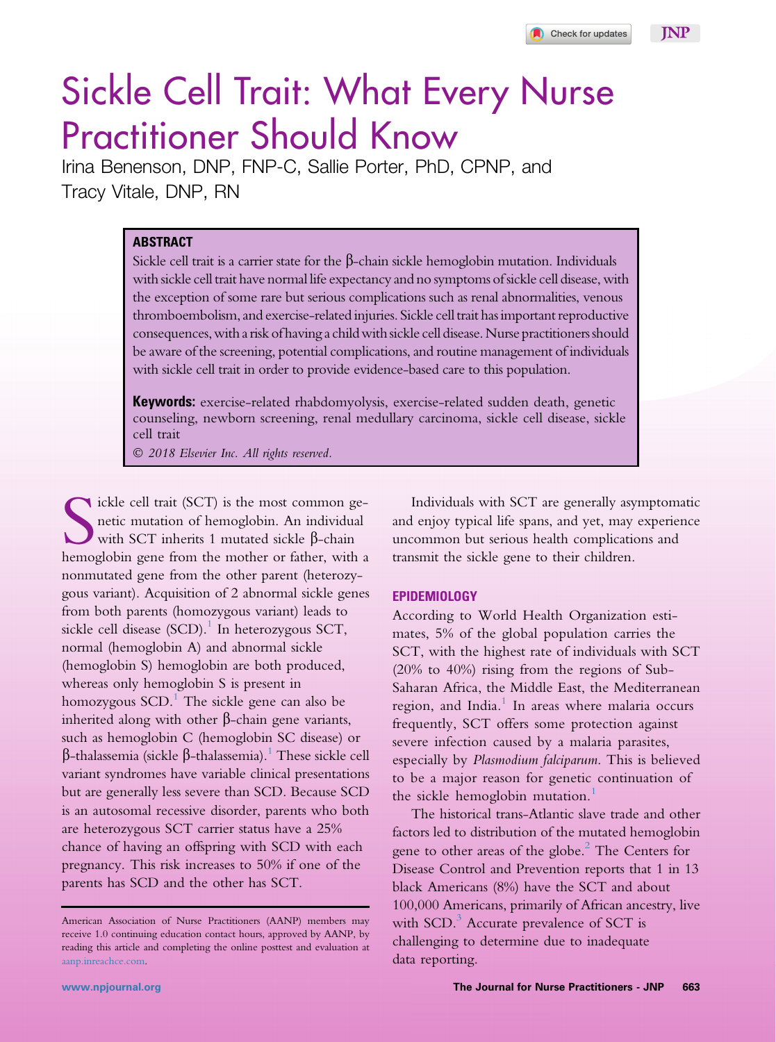# Sickle Cell Trait: What Every Nurse Practitioner Should Know

Irina Benenson, DNP, FNP-C, Sallie Porter, PhD, CPNP, and Tracy Vitale, DNP, RN

## ABSTRACT

Sickle cell trait is a carrier state for the β-chain sickle hemoglobin mutation. Individuals with sickle cell trait have normal life expectancy and no symptoms of sickle cell disease, with the exception of some rare but serious complications such as renal abnormalities, venous thromboembolism, and exercise-related injuries. Sickle cell trait has important reproductive consequences, with a risk of having a child with sickle cell disease. Nurse practitioners should be aware of the screening, potential complications, and routine management of individuals with sickle cell trait in order to provide evidence-based care to this population.

**Keywords:** exercise-related rhabdomyolysis, exercise-related sudden death, genetic counseling, newborn screening, renal medullary carcinoma, sickle cell disease, sickle cell trait

*© 2018 Elsevier Inc. All rights reserved.*

Sickle cell trait (SCT) is the most common genetic mutation of hemoglobin. An individual with SCT inherits 1 mutated sickle β-chain hemoglobin gene from the mother or father, with a nonmutated gene from the other parent (heterozygous variant). Acquisition of 2 abnormal sickle genes from both parents (homozygous variant) leads to sickle cell disease (SCD).[1] In heterozygous SCT, normal (hemoglobin A) and abnormal sickle (hemoglobin S) hemoglobin are both produced, whereas only hemoglobin S is present in homozygous SCD.[1] The sickle gene can also be inherited along with other β-chain gene variants, such as hemoglobin C (hemoglobin SC disease) or β-thalassemia (sickle β-thalassemia).[1] These sickle cell variant syndromes have variable clinical presentations but are generally less severe than SCD. Because SCD is an autosomal recessive disorder, parents who both are heterozygous SCT carrier status have a 25% chance of having an offspring with SCD with each pregnancy. This risk increases to 50% if one of the parents has SCD and the other has SCT.

Individuals with SCT are generally asymptomatic and enjoy typical life spans, and yet, may experience uncommon but serious health complications and transmit the sickle gene to their children.

## EPIDEMIOLOGY

According to World Health Organization estimates, 5% of the global population carries the SCT, with the highest rate of individuals with SCT (20% to 40%) rising from the regions of Sub-Saharan Africa, the Middle East, the Mediterranean region, and India.[1] In areas where malaria occurs frequently, SCT offers some protection against severe infection caused by a malaria parasites, especially by *Plasmodium falciparum*. This is believed to be a major reason for genetic continuation of the sickle hemoglobin mutation.[1]

The historical trans-Atlantic slave trade and other factors led to distribution of the mutated hemoglobin gene to other areas of the globe.[2] The Centers for Disease Control and Prevention reports that 1 in 13 black Americans (8%) have the SCT and about 100,000 Americans, primarily of African ancestry, live with SCD.[3] Accurate prevalence of SCT is challenging to determine due to inadequate data reporting.

American Association of Nurse Practitioners (AANP) members may receive 1.0 continuing education contact hours, approved by AANP, by reading this article and completing the online posttest and evaluation at aanp.inreachce.com.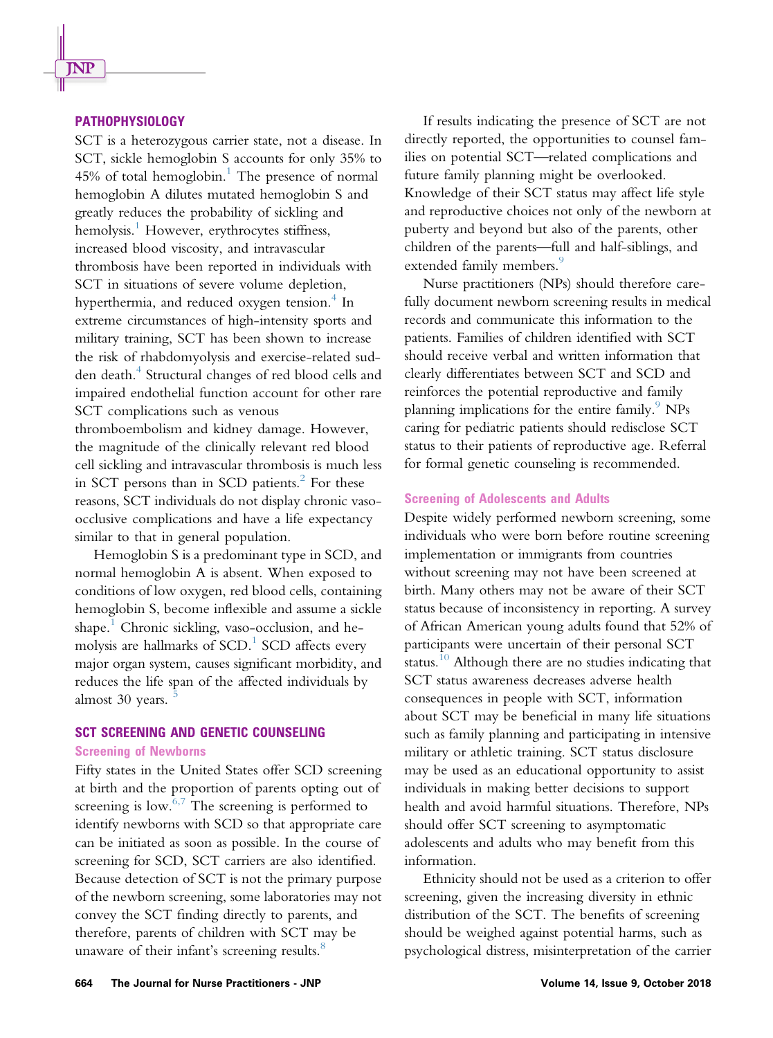## PATHOPHYSIOLOGY

SCT is a heterozygous carrier state, not a disease. In SCT, sickle hemoglobin S accounts for only 35% to 45% of total hemoglobin.[1] The presence of normal hemoglobin A dilutes mutated hemoglobin S and greatly reduces the probability of sickling and hemolysis.[1] However, erythrocytes stiffness, increased blood viscosity, and intravascular thrombosis have been reported in individuals with SCT in situations of severe volume depletion, hyperthermia, and reduced oxygen tension.[4] In extreme circumstances of high-intensity sports and military training, SCT has been shown to increase the risk of rhabdomyolysis and exercise-related sudden death.[4] Structural changes of red blood cells and impaired endothelial function account for other rare SCT complications such as venous thromboembolism and kidney damage. However, the magnitude of the clinically relevant red blood cell sickling and intravascular thrombosis is much less in SCT persons than in SCD patients.[2] For these reasons, SCT individuals do not display chronic vaso-occlusive complications and have a life expectancy similar to that in general population.

Hemoglobin S is a predominant type in SCD, and normal hemoglobin A is absent. When exposed to conditions of low oxygen, red blood cells, containing hemoglobin S, become inflexible and assume a sickle shape.[1] Chronic sickling, vaso-occlusion, and hemolysis are hallmarks of SCD.[1] SCD affects every major organ system, causes significant morbidity, and reduces the life span of the affected individuals by almost 30 years.[5]

## SCT SCREENING AND GENETIC COUNSELING

### Screening of Newborns

Fifty states in the United States offer SCD screening at birth and the proportion of parents opting out of screening is low.[6,7] The screening is performed to identify newborns with SCD so that appropriate care can be initiated as soon as possible. In the course of screening for SCD, SCT carriers are also identified. Because detection of SCT is not the primary purpose of the newborn screening, some laboratories may not convey the SCT finding directly to parents, and therefore, parents of children with SCT may be unaware of their infant's screening results.[8]

If results indicating the presence of SCT are not directly reported, the opportunities to counsel families on potential SCT—related complications and future family planning might be overlooked. Knowledge of their SCT status may affect life style and reproductive choices not only of the newborn at puberty and beyond but also of the parents, other children of the parents—full and half-siblings, and extended family members.[9]

Nurse practitioners (NPs) should therefore carefully document newborn screening results in medical records and communicate this information to the patients. Families of children identified with SCT should receive verbal and written information that clearly differentiates between SCT and SCD and reinforces the potential reproductive and family planning implications for the entire family.[9] NPs caring for pediatric patients should redisclose SCT status to their patients of reproductive age. Referral for formal genetic counseling is recommended.

### Screening of Adolescents and Adults

Despite widely performed newborn screening, some individuals who were born before routine screening implementation or immigrants from countries without screening may not have been screened at birth. Many others may not be aware of their SCT status because of inconsistency in reporting. A survey of African American young adults found that 52% of participants were uncertain of their personal SCT status.[10] Although there are no studies indicating that SCT status awareness decreases adverse health consequences in people with SCT, information about SCT may be beneficial in many life situations such as family planning and participating in intensive military or athletic training. SCT status disclosure may be used as an educational opportunity to assist individuals in making better decisions to support health and avoid harmful situations. Therefore, NPs should offer SCT screening to asymptomatic adolescents and adults who may benefit from this information.

Ethnicity should not be used as a criterion to offer screening, given the increasing diversity in ethnic distribution of the SCT. The benefits of screening should be weighed against potential harms, such as psychological distress, misinterpretation of the carrier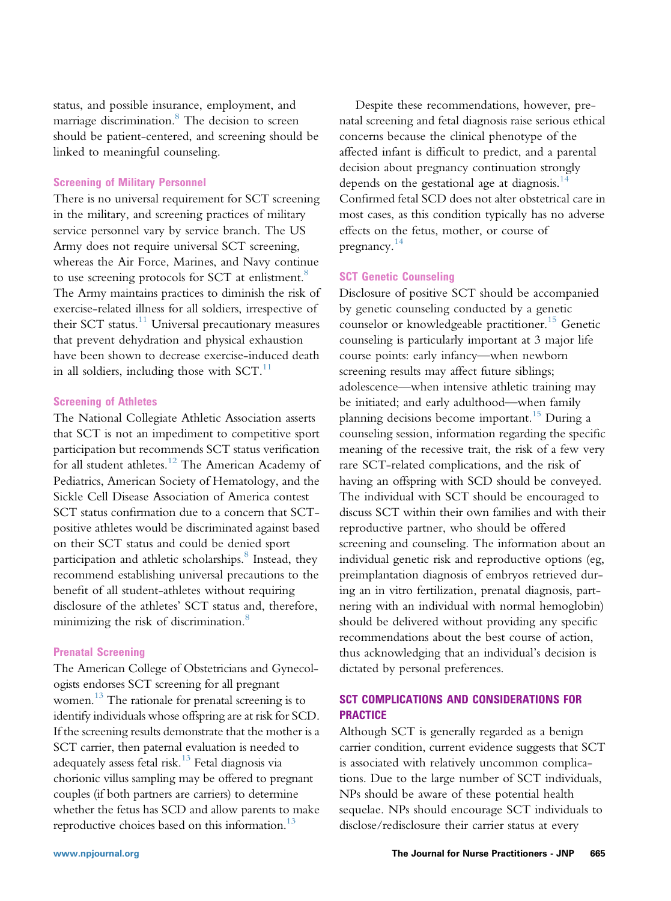status, and possible insurance, employment, and marriage discrimination.[8] The decision to screen should be patient-centered, and screening should be linked to meaningful counseling.

### Screening of Military Personnel

There is no universal requirement for SCT screening in the military, and screening practices of military service personnel vary by service branch. The US Army does not require universal SCT screening, whereas the Air Force, Marines, and Navy continue to use screening protocols for SCT at enlistment.[8] The Army maintains practices to diminish the risk of exercise-related illness for all soldiers, irrespective of their SCT status.[11] Universal precautionary measures that prevent dehydration and physical exhaustion have been shown to decrease exercise-induced death in all soldiers, including those with SCT.[11]

### Screening of Athletes

The National Collegiate Athletic Association asserts that SCT is not an impediment to competitive sport participation but recommends SCT status verification for all student athletes.[12] The American Academy of Pediatrics, American Society of Hematology, and the Sickle Cell Disease Association of America contest SCT status confirmation due to a concern that SCT-positive athletes would be discriminated against based on their SCT status and could be denied sport participation and athletic scholarships.[8] Instead, they recommend establishing universal precautions to the benefit of all student-athletes without requiring disclosure of the athletes' SCT status and, therefore, minimizing the risk of discrimination.[8]

### Prenatal Screening

The American College of Obstetricians and Gynecologists endorses SCT screening for all pregnant women.[13] The rationale for prenatal screening is to identify individuals whose offspring are at risk for SCD. If the screening results demonstrate that the mother is a SCT carrier, then paternal evaluation is needed to adequately assess fetal risk.[13] Fetal diagnosis via chorionic villus sampling may be offered to pregnant couples (if both partners are carriers) to determine whether the fetus has SCD and allow parents to make reproductive choices based on this information.[13]

Despite these recommendations, however, prenatal screening and fetal diagnosis raise serious ethical concerns because the clinical phenotype of the affected infant is difficult to predict, and a parental decision about pregnancy continuation strongly depends on the gestational age at diagnosis.[14] Confirmed fetal SCD does not alter obstetrical care in most cases, as this condition typically has no adverse effects on the fetus, mother, or course of pregnancy.[14]

### SCT Genetic Counseling

Disclosure of positive SCT should be accompanied by genetic counseling conducted by a genetic counselor or knowledgeable practitioner.[15] Genetic counseling is particularly important at 3 major life course points: early infancy—when newborn screening results may affect future siblings; adolescence—when intensive athletic training may be initiated; and early adulthood—when family planning decisions become important.[15] During a counseling session, information regarding the specific meaning of the recessive trait, the risk of a few very rare SCT-related complications, and the risk of having an offspring with SCD should be conveyed. The individual with SCT should be encouraged to discuss SCT within their own families and with their reproductive partner, who should be offered screening and counseling. The information about an individual genetic risk and reproductive options (eg, preimplantation diagnosis of embryos retrieved during an in vitro fertilization, prenatal diagnosis, partnering with an individual with normal hemoglobin) should be delivered without providing any specific recommendations about the best course of action, thus acknowledging that an individual's decision is dictated by personal preferences.

## SCT COMPLICATIONS AND CONSIDERATIONS FOR PRACTICE

Although SCT is generally regarded as a benign carrier condition, current evidence suggests that SCT is associated with relatively uncommon complications. Due to the large number of SCT individuals, NPs should be aware of these potential health sequelae. NPs should encourage SCT individuals to disclose/redisclosure their carrier status at every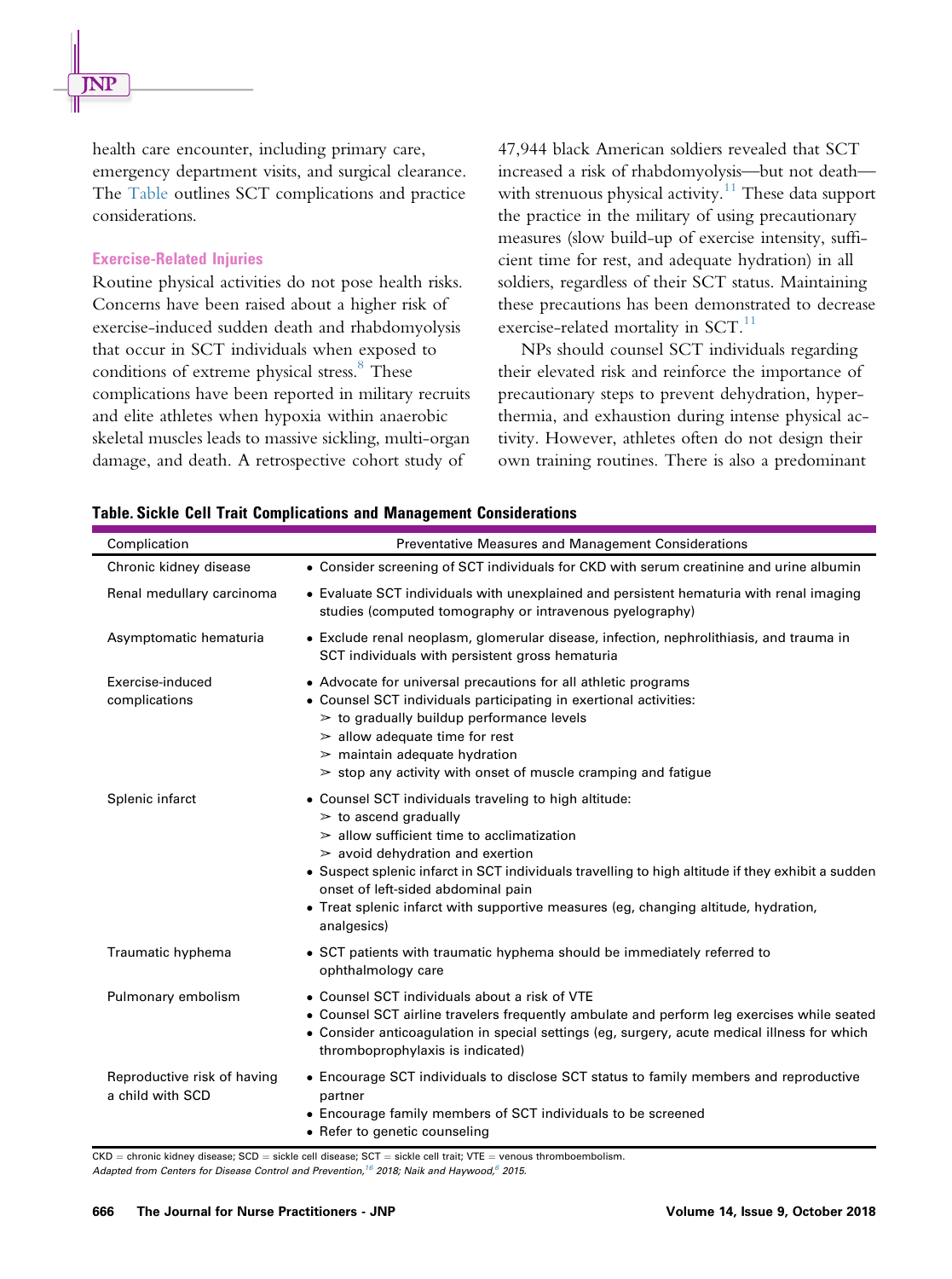health care encounter, including primary care, emergency department visits, and surgical clearance. The Table outlines SCT complications and practice considerations.

### Exercise-Related Injuries

Routine physical activities do not pose health risks. Concerns have been raised about a higher risk of exercise-induced sudden death and rhabdomyolysis that occur in SCT individuals when exposed to conditions of extreme physical stress.[8] These complications have been reported in military recruits and elite athletes when hypoxia within anaerobic skeletal muscles leads to massive sickling, multi-organ damage, and death. A retrospective cohort study of 47,944 black American soldiers revealed that SCT increased a risk of rhabdomyolysis—but not death—with strenuous physical activity.[11] These data support the practice in the military of using precautionary measures (slow build-up of exercise intensity, sufficient time for rest, and adequate hydration) in all soldiers, regardless of their SCT status. Maintaining these precautions has been demonstrated to decrease exercise-related mortality in SCT.[11]

NPs should counsel SCT individuals regarding their elevated risk and reinforce the importance of precautionary steps to prevent dehydration, hyperthermia, and exhaustion during intense physical activity. However, athletes often do not design their own training routines. There is also a predominant

**Table. Sickle Cell Trait Complications and Management Considerations**

| Complication | Preventative Measures and Management Considerations |
| --- | --- |
| Chronic kidney disease | • Consider screening of SCT individuals for CKD with serum creatinine and urine albumin |
| Renal medullary carcinoma | • Evaluate SCT individuals with unexplained and persistent hematuria with renal imaging studies (computed tomography or intravenous pyelography) |
| Asymptomatic hematuria | • Exclude renal neoplasm, glomerular disease, infection, nephrolithiasis, and trauma in SCT individuals with persistent gross hematuria |
| Exercise-induced complications | • Advocate for universal precautions for all athletic programs<br>• Counsel SCT individuals participating in exertional activities:<br>➢ to gradually buildup performance levels<br>➢ allow adequate time for rest<br>➢ maintain adequate hydration<br>➢ stop any activity with onset of muscle cramping and fatigue |
| Splenic infarct | • Counsel SCT individuals traveling to high altitude:<br>➢ to ascend gradually<br>➢ allow sufficient time to acclimatization<br>➢ avoid dehydration and exertion<br>• Suspect splenic infarct in SCT individuals travelling to high altitude if they exhibit a sudden onset of left-sided abdominal pain<br>• Treat splenic infarct with supportive measures (eg, changing altitude, hydration, analgesics) |
| Traumatic hyphema | • SCT patients with traumatic hyphema should be immediately referred to ophthalmology care |
| Pulmonary embolism | • Counsel SCT individuals about a risk of VTE<br>• Counsel SCT airline travelers frequently ambulate and perform leg exercises while seated<br>• Consider anticoagulation in special settings (eg, surgery, acute medical illness for which thromboprophylaxis is indicated) |
| Reproductive risk of having a child with SCD | • Encourage SCT individuals to disclose SCT status to family members and reproductive partner<br>• Encourage family members of SCT individuals to be screened<br>• Refer to genetic counseling |

CKD = chronic kidney disease; SCD = sickle cell disease; SCT = sickle cell trait; VTE = venous thromboembolism.

*Adapted from Centers for Disease Control and Prevention,[16] 2018; Naik and Haywood,[6] 2015.*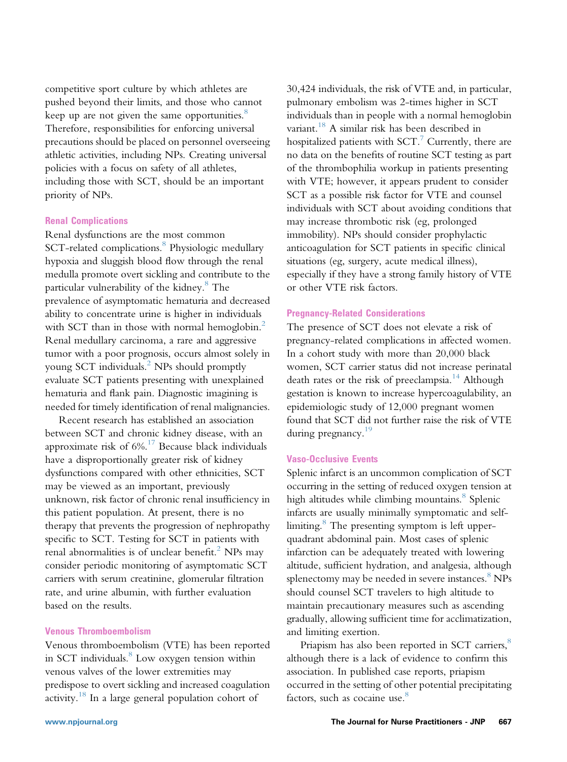competitive sport culture by which athletes are pushed beyond their limits, and those who cannot keep up are not given the same opportunities.[8] Therefore, responsibilities for enforcing universal precautions should be placed on personnel overseeing athletic activities, including NPs. Creating universal policies with a focus on safety of all athletes, including those with SCT, should be an important priority of NPs.

### Renal Complications

Renal dysfunctions are the most common SCT-related complications.[8] Physiologic medullary hypoxia and sluggish blood flow through the renal medulla promote overt sickling and contribute to the particular vulnerability of the kidney.[8] The prevalence of asymptomatic hematuria and decreased ability to concentrate urine is higher in individuals with SCT than in those with normal hemoglobin.[2] Renal medullary carcinoma, a rare and aggressive tumor with a poor prognosis, occurs almost solely in young SCT individuals.[2] NPs should promptly evaluate SCT patients presenting with unexplained hematuria and flank pain. Diagnostic imagining is needed for timely identification of renal malignancies.

Recent research has established an association between SCT and chronic kidney disease, with an approximate risk of 6%.[17] Because black individuals have a disproportionally greater risk of kidney dysfunctions compared with other ethnicities, SCT may be viewed as an important, previously unknown, risk factor of chronic renal insufficiency in this patient population. At present, there is no therapy that prevents the progression of nephropathy specific to SCT. Testing for SCT in patients with renal abnormalities is of unclear benefit.[2] NPs may consider periodic monitoring of asymptomatic SCT carriers with serum creatinine, glomerular filtration rate, and urine albumin, with further evaluation based on the results.

### Venous Thromboembolism

Venous thromboembolism (VTE) has been reported in SCT individuals.[8] Low oxygen tension within venous valves of the lower extremities may predispose to overt sickling and increased coagulation activity.[18] In a large general population cohort of 30,424 individuals, the risk of VTE and, in particular, pulmonary embolism was 2-times higher in SCT individuals than in people with a normal hemoglobin variant.[18] A similar risk has been described in hospitalized patients with SCT.[7] Currently, there are no data on the benefits of routine SCT testing as part of the thrombophilia workup in patients presenting with VTE; however, it appears prudent to consider SCT as a possible risk factor for VTE and counsel individuals with SCT about avoiding conditions that may increase thrombotic risk (eg, prolonged immobility). NPs should consider prophylactic anticoagulation for SCT patients in specific clinical situations (eg, surgery, acute medical illness), especially if they have a strong family history of VTE or other VTE risk factors.

### Pregnancy-Related Considerations

The presence of SCT does not elevate a risk of pregnancy-related complications in affected women. In a cohort study with more than 20,000 black women, SCT carrier status did not increase perinatal death rates or the risk of preeclampsia.[14] Although gestation is known to increase hypercoagulability, an epidemiologic study of 12,000 pregnant women found that SCT did not further raise the risk of VTE during pregnancy.[19]

### Vaso-Occlusive Events

Splenic infarct is an uncommon complication of SCT occurring in the setting of reduced oxygen tension at high altitudes while climbing mountains.[8] Splenic infarcts are usually minimally symptomatic and self-limiting.[8] The presenting symptom is left upper-quadrant abdominal pain. Most cases of splenic infarction can be adequately treated with lowering altitude, sufficient hydration, and analgesia, although splenectomy may be needed in severe instances.[8] NPs should counsel SCT travelers to high altitude to maintain precautionary measures such as ascending gradually, allowing sufficient time for acclimatization, and limiting exertion.

Priapism has also been reported in SCT carriers,[8] although there is a lack of evidence to confirm this association. In published case reports, priapism occurred in the setting of other potential precipitating factors, such as cocaine use.[8]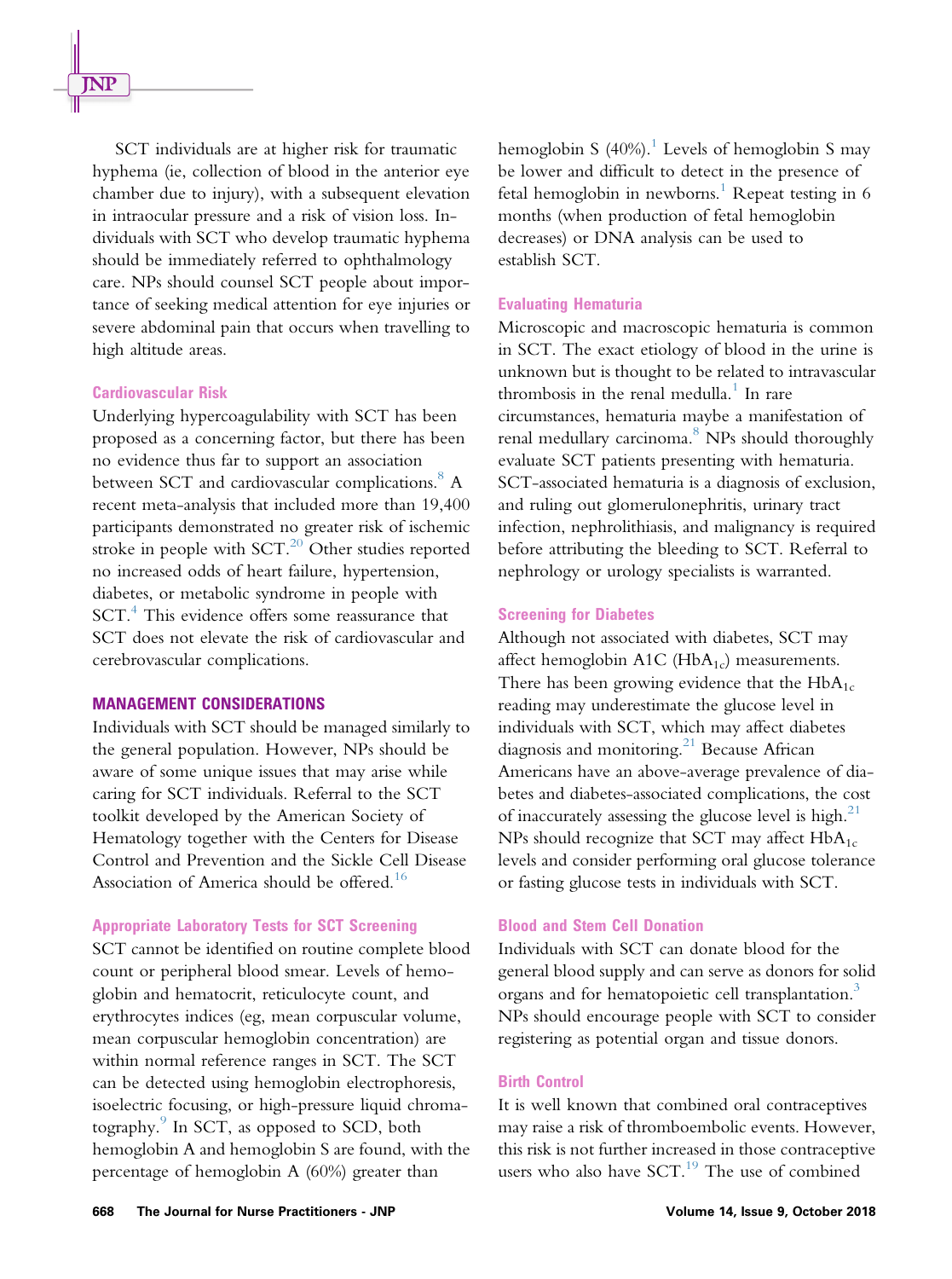SCT individuals are at higher risk for traumatic hyphema (ie, collection of blood in the anterior eye chamber due to injury), with a subsequent elevation in intraocular pressure and a risk of vision loss. Individuals with SCT who develop traumatic hyphema should be immediately referred to ophthalmology care. NPs should counsel SCT people about importance of seeking medical attention for eye injuries or severe abdominal pain that occurs when travelling to high altitude areas.

### Cardiovascular Risk

Underlying hypercoagulability with SCT has been proposed as a concerning factor, but there has been no evidence thus far to support an association between SCT and cardiovascular complications.[8] A recent meta-analysis that included more than 19,400 participants demonstrated no greater risk of ischemic stroke in people with SCT.[20] Other studies reported no increased odds of heart failure, hypertension, diabetes, or metabolic syndrome in people with SCT.[4] This evidence offers some reassurance that SCT does not elevate the risk of cardiovascular and cerebrovascular complications.

## MANAGEMENT CONSIDERATIONS

Individuals with SCT should be managed similarly to the general population. However, NPs should be aware of some unique issues that may arise while caring for SCT individuals. Referral to the SCT toolkit developed by the American Society of Hematology together with the Centers for Disease Control and Prevention and the Sickle Cell Disease Association of America should be offered.[16]

### Appropriate Laboratory Tests for SCT Screening

SCT cannot be identified on routine complete blood count or peripheral blood smear. Levels of hemoglobin and hematocrit, reticulocyte count, and erythrocytes indices (eg, mean corpuscular volume, mean corpuscular hemoglobin concentration) are within normal reference ranges in SCT. The SCT can be detected using hemoglobin electrophoresis, isoelectric focusing, or high-pressure liquid chromatography.[9] In SCT, as opposed to SCD, both hemoglobin A and hemoglobin S are found, with the percentage of hemoglobin A (60%) greater than hemoglobin S (40%).[1] Levels of hemoglobin S may be lower and difficult to detect in the presence of fetal hemoglobin in newborns.[1] Repeat testing in 6 months (when production of fetal hemoglobin decreases) or DNA analysis can be used to establish SCT.

### Evaluating Hematuria

Microscopic and macroscopic hematuria is common in SCT. The exact etiology of blood in the urine is unknown but is thought to be related to intravascular thrombosis in the renal medulla.[1] In rare circumstances, hematuria maybe a manifestation of renal medullary carcinoma.[8] NPs should thoroughly evaluate SCT patients presenting with hematuria. SCT-associated hematuria is a diagnosis of exclusion, and ruling out glomerulonephritis, urinary tract infection, nephrolithiasis, and malignancy is required before attributing the bleeding to SCT. Referral to nephrology or urology specialists is warranted.

### Screening for Diabetes

Although not associated with diabetes, SCT may affect hemoglobin A1C ($HbA_{1c}$) measurements. There has been growing evidence that the $HbA_{1c}$ reading may underestimate the glucose level in individuals with SCT, which may affect diabetes diagnosis and monitoring.[21] Because African Americans have an above-average prevalence of diabetes and diabetes-associated complications, the cost of inaccurately assessing the glucose level is high.[21] NPs should recognize that SCT may affect $HbA_{1c}$ levels and consider performing oral glucose tolerance or fasting glucose tests in individuals with SCT.

### Blood and Stem Cell Donation

Individuals with SCT can donate blood for the general blood supply and can serve as donors for solid organs and for hematopoietic cell transplantation.[3] NPs should encourage people with SCT to consider registering as potential organ and tissue donors.

### Birth Control

It is well known that combined oral contraceptives may raise a risk of thromboembolic events. However, this risk is not further increased in those contraceptive users who also have SCT.[19] The use of combined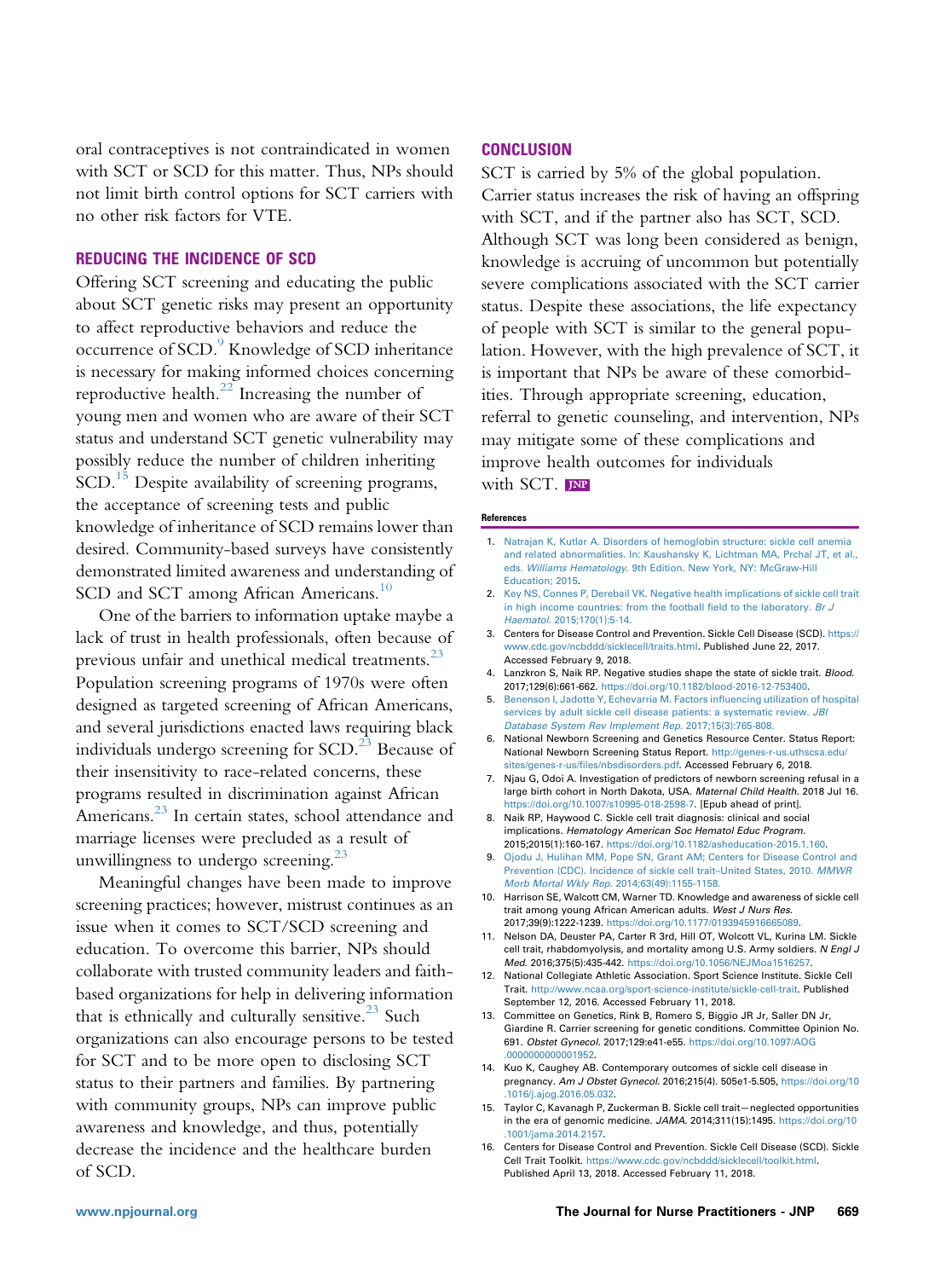oral contraceptives is not contraindicated in women with SCT or SCD for this matter. Thus, NPs should not limit birth control options for SCT carriers with no other risk factors for VTE.

## REDUCING THE INCIDENCE OF SCD

Offering SCT screening and educating the public about SCT genetic risks may present an opportunity to affect reproductive behaviors and reduce the occurrence of SCD.[9] Knowledge of SCD inheritance is necessary for making informed choices concerning reproductive health.[22] Increasing the number of young men and women who are aware of their SCT status and understand SCT genetic vulnerability may possibly reduce the number of children inheriting SCD.[15] Despite availability of screening programs, the acceptance of screening tests and public knowledge of inheritance of SCD remains lower than desired. Community-based surveys have consistently demonstrated limited awareness and understanding of SCD and SCT among African Americans.[10]

One of the barriers to information uptake maybe a lack of trust in health professionals, often because of previous unfair and unethical medical treatments.[23] Population screening programs of 1970s were often designed as targeted screening of African Americans, and several jurisdictions enacted laws requiring black individuals undergo screening for SCD.[23] Because of their insensitivity to race-related concerns, these programs resulted in discrimination against African Americans.[23] In certain states, school attendance and marriage licenses were precluded as a result of unwillingness to undergo screening.[23]

Meaningful changes have been made to improve screening practices; however, mistrust continues as an issue when it comes to SCT/SCD screening and education. To overcome this barrier, NPs should collaborate with trusted community leaders and faith-based organizations for help in delivering information that is ethnically and culturally sensitive.[23] Such organizations can also encourage persons to be tested for SCT and to be more open to disclosing SCT status to their partners and families. By partnering with community groups, NPs can improve public awareness and knowledge, and thus, potentially decrease the incidence and the healthcare burden of SCD.

## CONCLUSION

SCT is carried by 5% of the global population. Carrier status increases the risk of having an offspring with SCT, and if the partner also has SCT, SCD. Although SCT was long been considered as benign, knowledge is accruing of uncommon but potentially severe complications associated with the SCT carrier status. Despite these associations, the life expectancy of people with SCT is similar to the general population. However, with the high prevalence of SCT, it is important that NPs be aware of these comorbidities. Through appropriate screening, education, referral to genetic counseling, and intervention, NPs may mitigate some of these complications and improve health outcomes for individuals with SCT.

### References

1. Natrajan K, Kutlar A. Disorders of hemoglobin structure: sickle cell anemia and related abnormalities. In: Kaushansky K, Lichtman MA, Prchal JT, et al., eds. *Williams Hematology*. 9th Edition. New York, NY: McGraw-Hill Education; 2015.
2. Key NS, Connes P, Derebail VK. Negative health implications of sickle cell trait in high income countries: from the football field to the laboratory. *Br J Haematol*. 2015;170(1):5-14.
3. Centers for Disease Control and Prevention. Sickle Cell Disease (SCD). https://www.cdc.gov/ncbddd/sicklecell/traits.html. Published June 22, 2017. Accessed February 9, 2018.
4. Lanzkron S, Naik RP. Negative studies shape the state of sickle trait. *Blood*. 2017;129(6):661-662. https://doi.org/10.1182/blood-2016-12-753400.
5. Benenson I, Jadotte Y, Echevarria M. Factors influencing utilization of hospital services by adult sickle cell disease patients: a systematic review. *JBI Database System Rev Implement Rep*. 2017;15(3):765-808.
6. National Newborn Screening and Genetics Resource Center. Status Report: National Newborn Screening Status Report. http://genes-r-us.uthscsa.edu/sites/genes-r-us/files/nbsdisorders.pdf. Accessed February 6, 2018.
7. Njau G, Odoi A. Investigation of predictors of newborn screening refusal in a large birth cohort in North Dakota, USA. *Maternal Child Health*. 2018 Jul 16. https://doi.org/10.1007/s10995-018-2598-7. [Epub ahead of print].
8. Naik RP, Haywood C. Sickle cell trait diagnosis: clinical and social implications. *Hematology American Soc Hematol Educ Program*. 2015;2015(1):160-167. https://doi.org/10.1182/asheducation-2015.1.160.
9. Ojodu J, Hulihan MM, Pope SN, Grant AM; Centers for Disease Control and Prevention (CDC). Incidence of sickle cell trait–United States, 2010. *MMWR Morb Mortal Wkly Rep*. 2014;63(49):1155-1158.
10. Harrison SE, Walcott CM, Warner TD. Knowledge and awareness of sickle cell trait among young African American adults. *West J Nurs Res*. 2017;39(9):1222-1239. https://doi.org/10.1177/0193945916665089.
11. Nelson DA, Deuster PA, Carter R 3rd, Hill OT, Wolcott VL, Kurina LM. Sickle cell trait, rhabdomyolysis, and mortality among U.S. Army soldiers. *N Engl J Med*. 2016;375(5):435-442. https://doi.org/10.1056/NEJMoa1516257.
12. National Collegiate Athletic Association. Sport Science Institute. Sickle Cell Trait. http://www.ncaa.org/sport-science-institute/sickle-cell-trait. Published September 12, 2016. Accessed February 11, 2018.
13. Committee on Genetics, Rink B, Romero S, Biggio JR Jr, Saller DN Jr, Giardine R. Carrier screening for genetic conditions. Committee Opinion No. 691. *Obstet Gynecol*. 2017;129:e41-e55. https://doi.org/10.1097/AOG.0000000000001952.
14. Kuo K, Caughey AB. Contemporary outcomes of sickle cell disease in pregnancy. *Am J Obstet Gynecol*. 2016;215(4). 505e1-5.505, https://doi.org/10.1016/j.ajog.2016.05.032.
15. Taylor C, Kavanagh P, Zuckerman B. Sickle cell trait—neglected opportunities in the era of genomic medicine. *JAMA*. 2014;311(15):1495. https://doi.org/10.1001/jama.2014.2157.
16. Centers for Disease Control and Prevention. Sickle Cell Disease (SCD). Sickle Cell Trait Toolkit. https://www.cdc.gov/ncbddd/sicklecell/toolkit.html. Published April 13, 2018. Accessed February 11, 2018.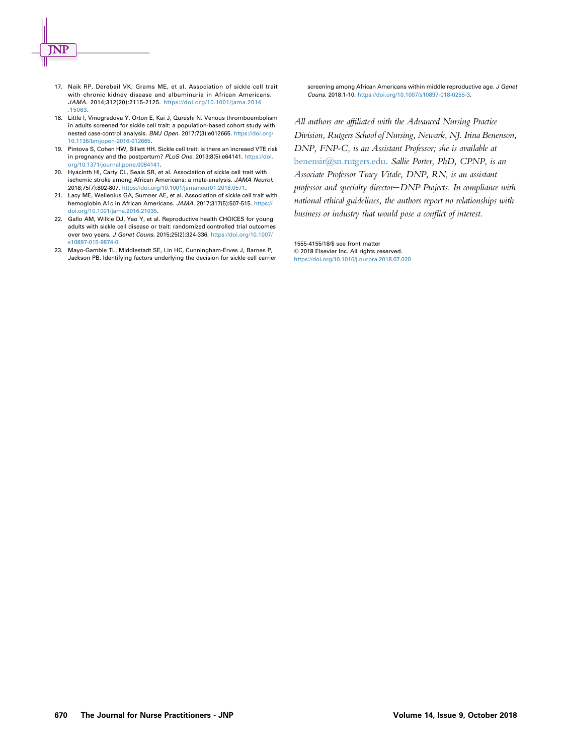17. Naik RP, Derebail VK, Grams ME, et al. Association of sickle cell trait with chronic kidney disease and albuminuria in African Americans. *JAMA*. 2014;312(20):2115-2125. https://doi.org/10.1001/jama.2014.15063.
18. Little I, Vinogradova Y, Orton E, Kai J, Qureshi N. Venous thromboembolism in adults screened for sickle cell trait: a population-based cohort study with nested case-control analysis. *BMJ Open*. 2017;7(3):e012665. https://doi.org/10.1136/bmjopen-2016-012665.
19. Pintova S, Cohen HW, Billett HH. Sickle cell trait: is there an increaed VTE risk in pregnancy and the postpartum? *PLoS One*. 2013;8(5):e64141. https://doi.org/10.1371/journal.pone.0064141.
20. Hyacinth HI, Carty CL, Seals SR, et al. Association of sickle cell trait with ischemic stroke among African Americans: a meta-analysis. *JAMA Neurol*. 2018;75(7):802-807. https://doi.org/10.1001/jamaneur01.2018.0571.
21. Lacy ME, Wellenius GA, Sumner AE, et al. Association of sickle cell trait with hemoglobin A1c in African Americans. *JAMA*. 2017;317(5):507-515. https://doi.org/10.1001/jama.2016.21035.
22. Gallo AM, Wilkie DJ, Yao Y, et al. Reproductive health CHOICES for young adults with sickle cell disease or trait: randomized controlled trial outcomes over two years. *J Genet Couns*. 2015;25(2):324-336. https://doi.org/10.1007/s10897-015-9874-0.
23. Mayo-Gamble TL, Middlestadt SE, Lin HC, Cunningham-Erves J, Barnes P, Jackson PB. Identifying factors underlying the decision for sickle cell carrier screening among African Americans within middle reproductive age. *J Genet Couns*. 2018:1-10. https://doi.org/10.1007/s10897-018-0255-3.

*All authors are affiliated with the Advanced Nursing Practice Division, Rutgers School of Nursing, Newark, NJ. Irina Benenson, DNP, FNP-C, is an Assistant Professor; she is available at* benensir@sn.rutgers.edu. *Sallie Porter, PhD, CPNP, is an Associate Professor Tracy Vitale, DNP, RN, is an assistant professor and specialty director—DNP Projects. In compliance with national ethical guidelines, the authors report no relationships with business or industry that would pose a conflict of interest.*

1555-4155/18/$ see front matter
© 2018 Elsevier Inc. All rights reserved.
https://doi.org/10.1016/j.nurpra.2018.07.020